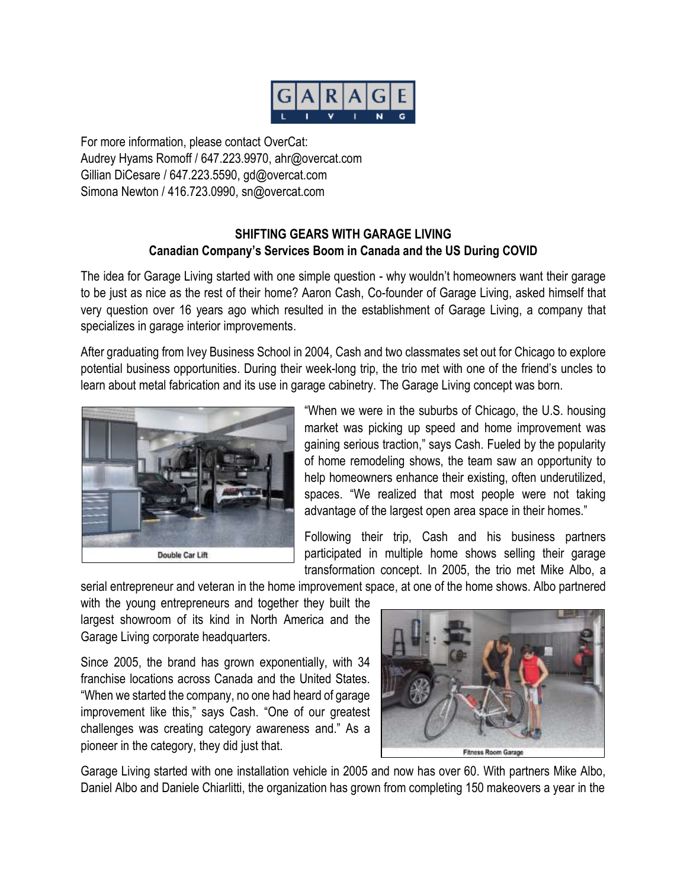For more information, please contact OverCat:
Audrey Hyams Romoff / 647.223.9970, ahr@overcat.com
Gillian DiCesare / 647.223.5590, gd@overcat.com
Simona Newton / 416.723.0990, sn@overcat.com

**SHIFTING GEARS WITH GARAGE LIVING**
**Canadian Company's Services Boom in Canada and the US During COVID**

The idea for Garage Living started with one simple question - why wouldn't homeowners want their garage to be just as nice as the rest of their home? Aaron Cash, Co-founder of Garage Living, asked himself that very question over 16 years ago which resulted in the establishment of Garage Living, a company that specializes in garage interior improvements.

After graduating from Ivey Business School in 2004, Cash and two classmates set out for Chicago to explore potential business opportunities. During their week-long trip, the trio met with one of the friend's uncles to learn about metal fabrication and its use in garage cabinetry. The Garage Living concept was born.

Double Car Lift

"When we were in the suburbs of Chicago, the U.S. housing market was picking up speed and home improvement was gaining serious traction," says Cash. Fueled by the popularity of home remodeling shows, the team saw an opportunity to help homeowners enhance their existing, often underutilized, spaces. "We realized that most people were not taking advantage of the largest open area space in their homes."

Following their trip, Cash and his business partners participated in multiple home shows selling their garage transformation concept. In 2005, the trio met Mike Albo, a serial entrepreneur and veteran in the home improvement space, at one of the home shows. Albo partnered with the young entrepreneurs and together they built the largest showroom of its kind in North America and the Garage Living corporate headquarters.

Since 2005, the brand has grown exponentially, with 34 franchise locations across Canada and the United States. "When we started the company, no one had heard of garage improvement like this," says Cash. "One of our greatest challenges was creating category awareness and." As a pioneer in the category, they did just that.

Fitness Room Garage

Garage Living started with one installation vehicle in 2005 and now has over 60. With partners Mike Albo, Daniel Albo and Daniele Chiarlitti, the organization has grown from completing 150 makeovers a year in the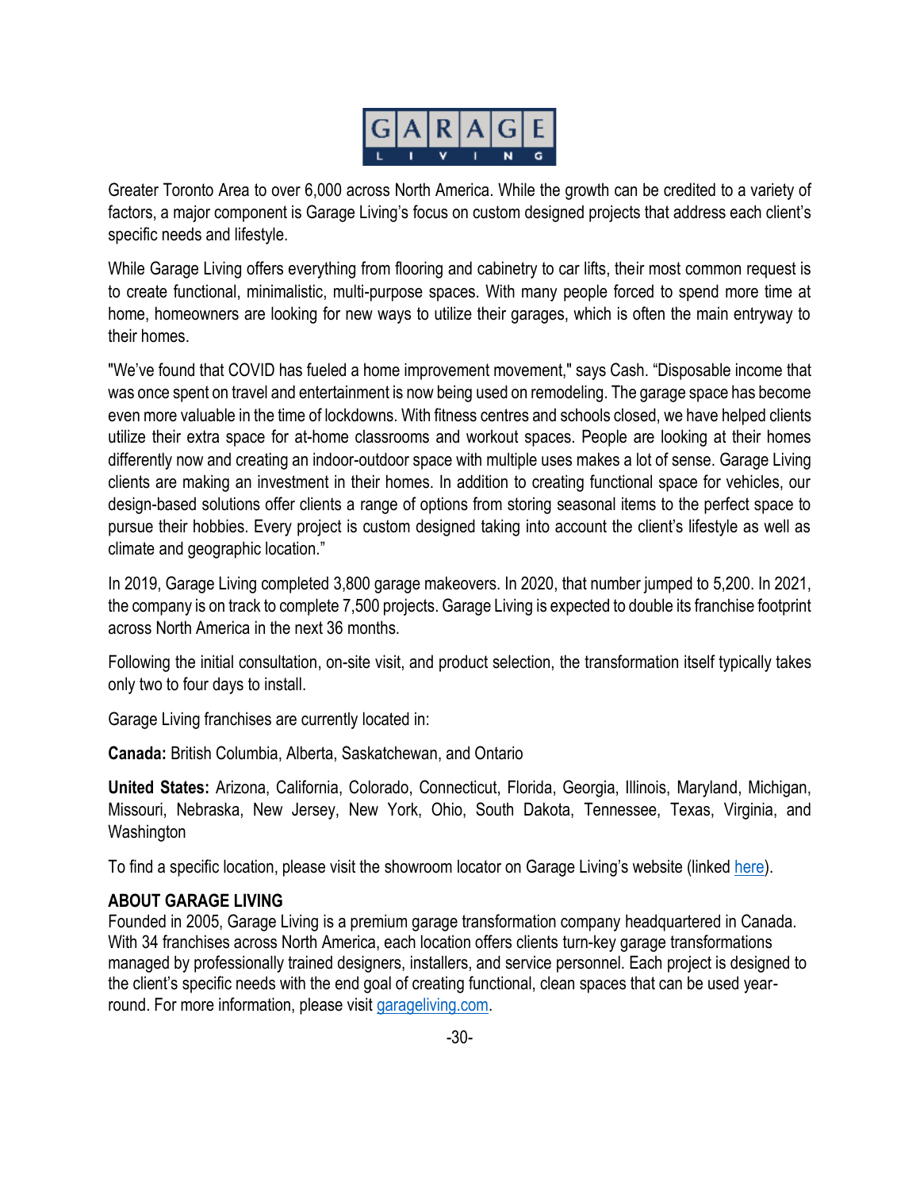Greater Toronto Area to over 6,000 across North America. While the growth can be credited to a variety of factors, a major component is Garage Living's focus on custom designed projects that address each client's specific needs and lifestyle.

While Garage Living offers everything from flooring and cabinetry to car lifts, their most common request is to create functional, minimalistic, multi-purpose spaces. With many people forced to spend more time at home, homeowners are looking for new ways to utilize their garages, which is often the main entryway to their homes.

"We've found that COVID has fueled a home improvement movement," says Cash. "Disposable income that was once spent on travel and entertainment is now being used on remodeling. The garage space has become even more valuable in the time of lockdowns. With fitness centres and schools closed, we have helped clients utilize their extra space for at-home classrooms and workout spaces. People are looking at their homes differently now and creating an indoor-outdoor space with multiple uses makes a lot of sense. Garage Living clients are making an investment in their homes. In addition to creating functional space for vehicles, our design-based solutions offer clients a range of options from storing seasonal items to the perfect space to pursue their hobbies. Every project is custom designed taking into account the client's lifestyle as well as climate and geographic location."

In 2019, Garage Living completed 3,800 garage makeovers. In 2020, that number jumped to 5,200. In 2021, the company is on track to complete 7,500 projects. Garage Living is expected to double its franchise footprint across North America in the next 36 months.

Following the initial consultation, on-site visit, and product selection, the transformation itself typically takes only two to four days to install.

Garage Living franchises are currently located in:

**Canada:** British Columbia, Alberta, Saskatchewan, and Ontario

**United States:** Arizona, California, Colorado, Connecticut, Florida, Georgia, Illinois, Maryland, Michigan, Missouri, Nebraska, New Jersey, New York, Ohio, South Dakota, Tennessee, Texas, Virginia, and Washington

To find a specific location, please visit the showroom locator on Garage Living's website (linked here).

## ABOUT GARAGE LIVING

Founded in 2005, Garage Living is a premium garage transformation company headquartered in Canada. With 34 franchises across North America, each location offers clients turn-key garage transformations managed by professionally trained designers, installers, and service personnel. Each project is designed to the client's specific needs with the end goal of creating functional, clean spaces that can be used year-round. For more information, please visit garageliving.com.

-30-